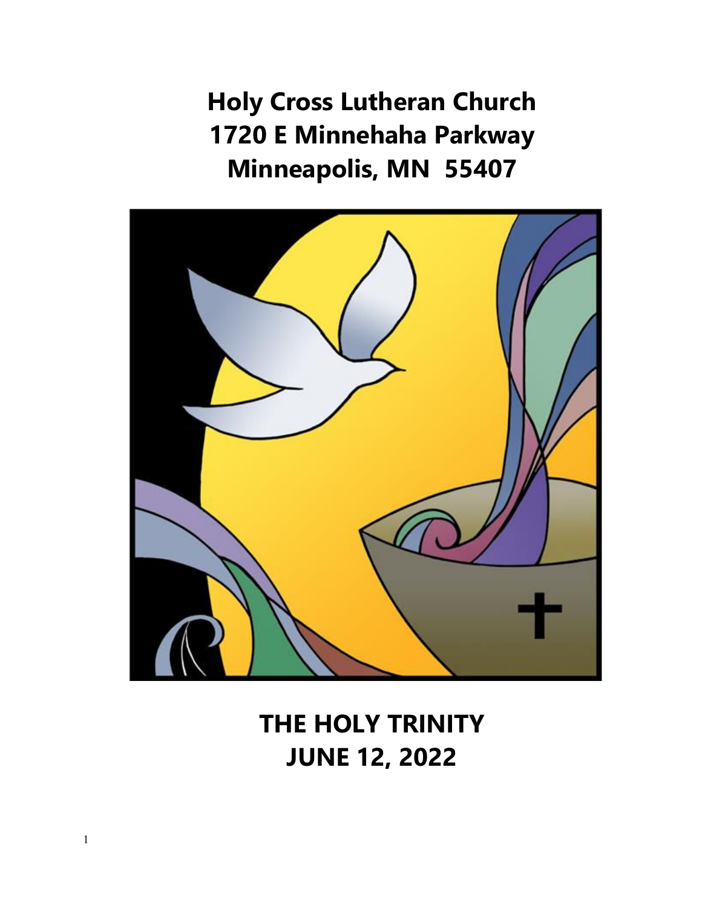# Holy Cross Lutheran Church
# 1720 E Minnehaha Parkway
# Minneapolis, MN 55407

# THE HOLY TRINITY
# JUNE 12, 2022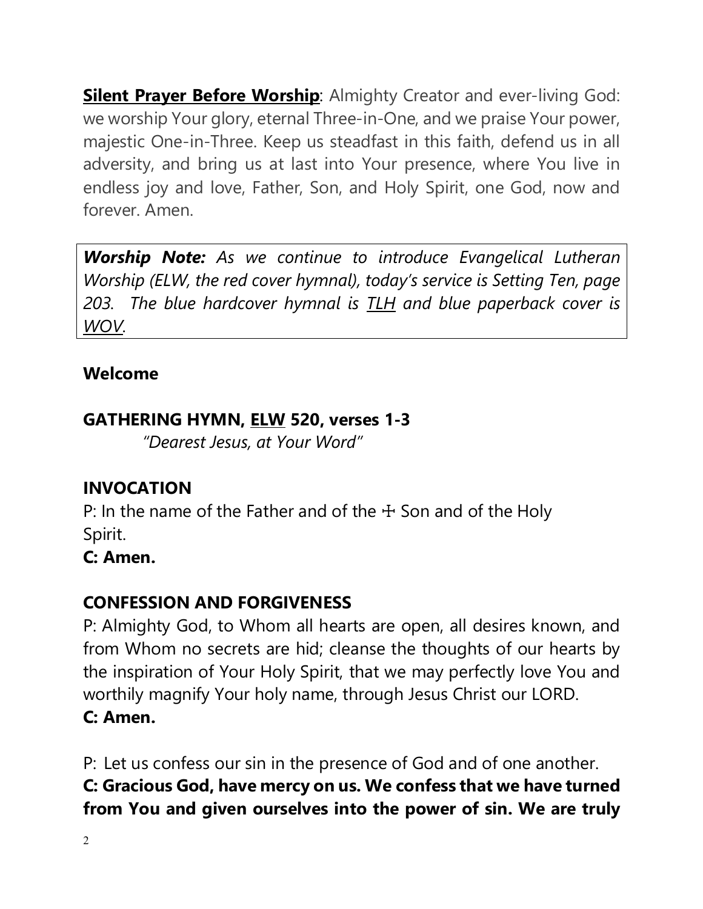**<u>Silent Prayer Before Worship</u>**: Almighty Creator and ever-living God: we worship Your glory, eternal Three-in-One, and we praise Your power, majestic One-in-Three. Keep us steadfast in this faith, defend us in all adversity, and bring us at last into Your presence, where You live in endless joy and love, Father, Son, and Holy Spirit, one God, now and forever. Amen.

> ***Worship Note:*** *As we continue to introduce Evangelical Lutheran Worship (ELW, the red cover hymnal), today's service is Setting Ten, page 203. The blue hardcover hymnal is <u>TLH</u> and blue paperback cover is <u>WOV</u>.*

**Welcome**

**GATHERING HYMN, <u>ELW</u> 520, verses 1-3**
*"Dearest Jesus, at Your Word"*

**INVOCATION**

P: In the name of the Father and of the ☩ Son and of the Holy Spirit.
**C: Amen.**

**CONFESSION AND FORGIVENESS**

P: Almighty God, to Whom all hearts are open, all desires known, and from Whom no secrets are hid; cleanse the thoughts of our hearts by the inspiration of Your Holy Spirit, that we may perfectly love You and worthily magnify Your holy name, through Jesus Christ our LORD.
**C: Amen.**

P: Let us confess our sin in the presence of God and of one another.
**C: Gracious God, have mercy on us. We confess that we have turned from You and given ourselves into the power of sin. We are truly**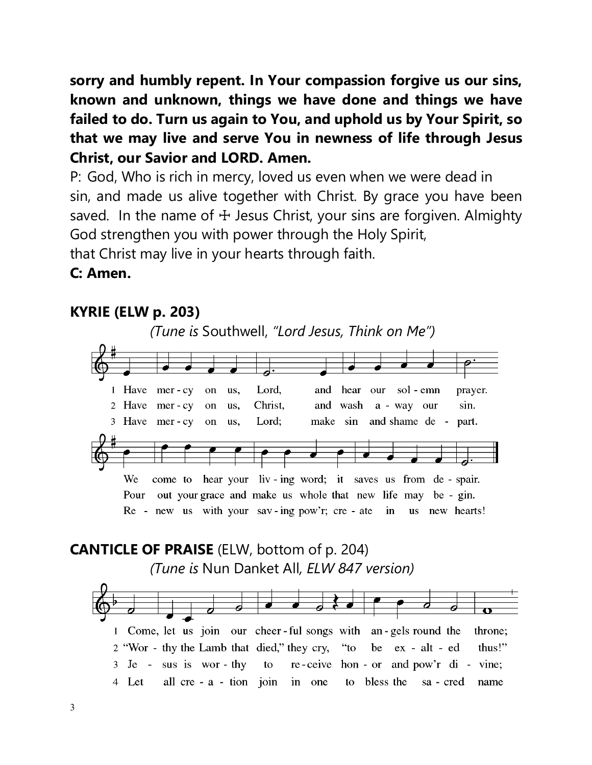**sorry and humbly repent. In Your compassion forgive us our sins, known and unknown, things we have done and things we have failed to do. Turn us again to You, and uphold us by Your Spirit, so that we may live and serve You in newness of life through Jesus Christ, our Savior and LORD. Amen.**

P: God, Who is rich in mercy, loved us even when we were dead in sin, and made us alive together with Christ. By grace you have been saved. In the name of ☩ Jesus Christ, your sins are forgiven. Almighty God strengthen you with power through the Holy Spirit, that Christ may live in your hearts through faith.

**C: Amen.**

## KYRIE (ELW p. 203)

*(Tune is* Southwell, *"Lord Jesus, Think on Me")*

1 Have mer - cy on us, Lord, and hear our sol - emn prayer. We come to hear your liv - ing word; it saves us from de - spair.

2 Have mer - cy on us, Christ, and wash a - way our sin. Pour out your grace and make us whole that new life may be - gin.

3 Have mer - cy on us, Lord; make sin and shame de - part. Re - new us with your sav - ing pow'r; cre - ate in us new hearts!

## CANTICLE OF PRAISE (ELW, bottom of p. 204)

*(Tune is* Nun Danket All, *ELW 847 version)*

1 Come, let us join our cheer - ful songs with an - gels round the throne;

2 "Wor - thy the Lamb that died," they cry, "to be ex - alt - ed thus!"

3 Je - sus is wor - thy to re - ceive hon - or and pow'r di - vine;

4 Let all cre - a - tion join in one to bless the sa - cred name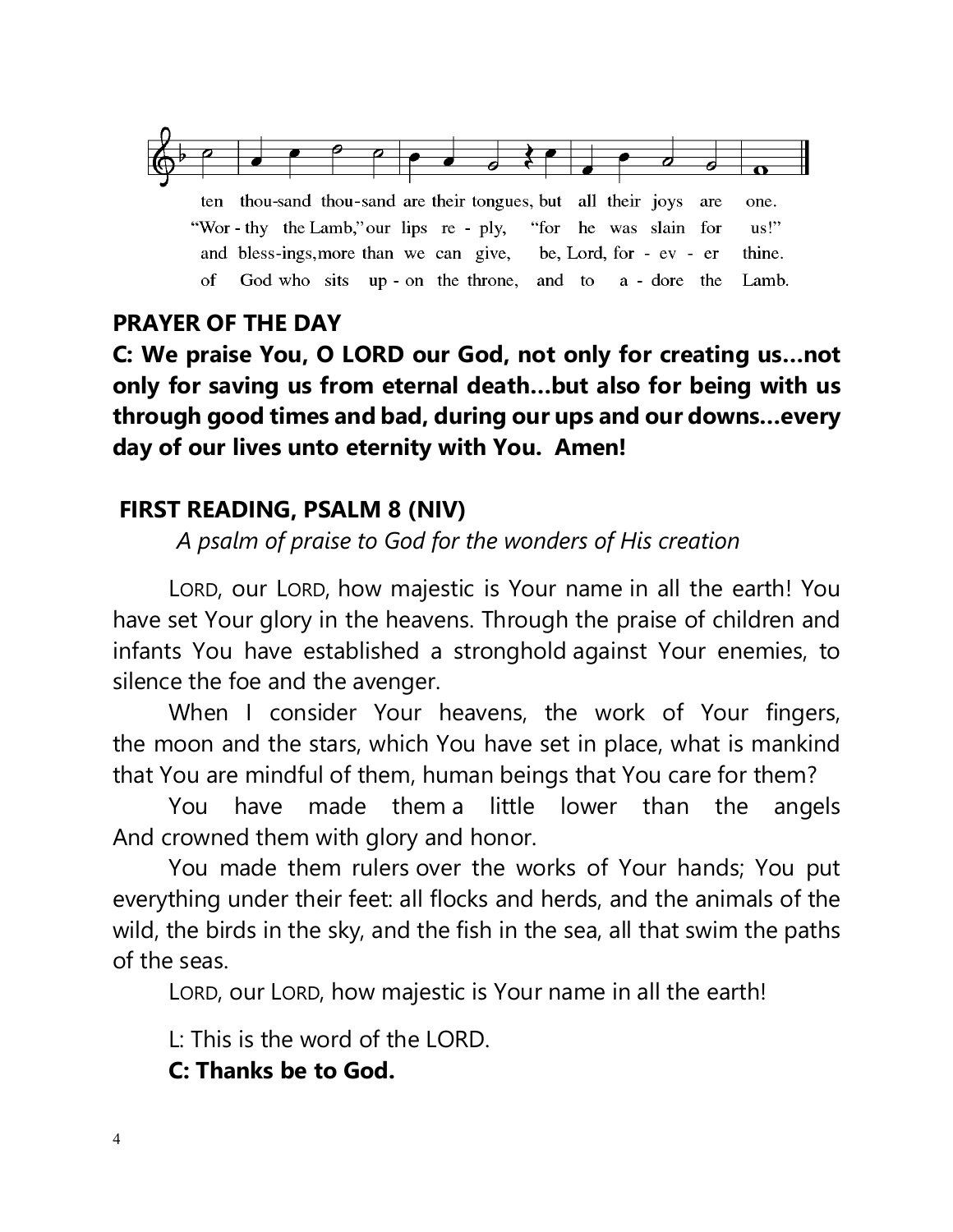ten thou-sand thou-sand are their tongues, but all their joys are one.
"Wor - thy the Lamb," our lips re - ply, "for he was slain for us!"
and bless-ings, more than we can give, be, Lord, for - ev - er thine.
of God who sits up - on the throne, and to a - dore the Lamb.

## PRAYER OF THE DAY

**C: We praise You, O LORD our God, not only for creating us…not only for saving us from eternal death…but also for being with us through good times and bad, during our ups and our downs…every day of our lives unto eternity with You. Amen!**

## FIRST READING, PSALM 8 (NIV)

*A psalm of praise to God for the wonders of His creation*

LORD, our LORD, how majestic is Your name in all the earth! You have set Your glory in the heavens. Through the praise of children and infants You have established a stronghold against Your enemies, to silence the foe and the avenger.

When I consider Your heavens, the work of Your fingers, the moon and the stars, which You have set in place, what is mankind that You are mindful of them, human beings that You care for them?

You have made them a little lower than the angels And crowned them with glory and honor.

You made them rulers over the works of Your hands; You put everything under their feet: all flocks and herds, and the animals of the wild, the birds in the sky, and the fish in the sea, all that swim the paths of the seas.

LORD, our LORD, how majestic is Your name in all the earth!

L: This is the word of the LORD.

**C: Thanks be to God.**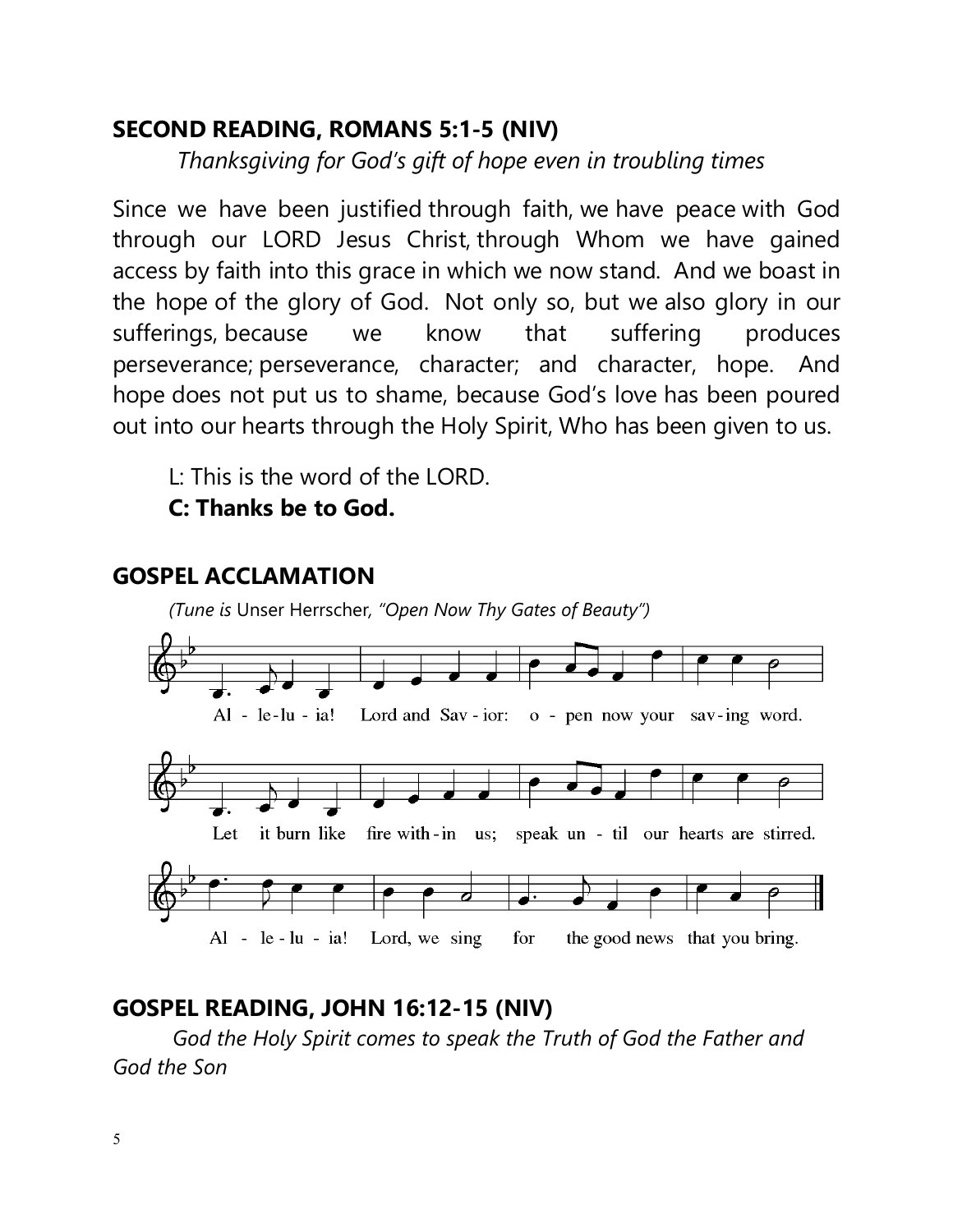## SECOND READING, ROMANS 5:1-5 (NIV)

*Thanksgiving for God's gift of hope even in troubling times*

Since we have been justified through faith, we have peace with God through our LORD Jesus Christ, through Whom we have gained access by faith into this grace in which we now stand. And we boast in the hope of the glory of God. Not only so, but we also glory in our sufferings, because we know that suffering produces perseverance; perseverance, character; and character, hope. And hope does not put us to shame, because God's love has been poured out into our hearts through the Holy Spirit, Who has been given to us.

L: This is the word of the LORD.
**C: Thanks be to God.**

## GOSPEL ACCLAMATION

*(Tune is* Unser Herrscher, *"Open Now Thy Gates of Beauty")*

Al - le-lu - ia! Lord and Sav - ior: o - pen now your sav-ing word.

Let it burn like fire with-in us; speak un - til our hearts are stirred.

Al - le - lu - ia! Lord, we sing for the good news that you bring.

## GOSPEL READING, JOHN 16:12-15 (NIV)

*God the Holy Spirit comes to speak the Truth of God the Father and God the Son*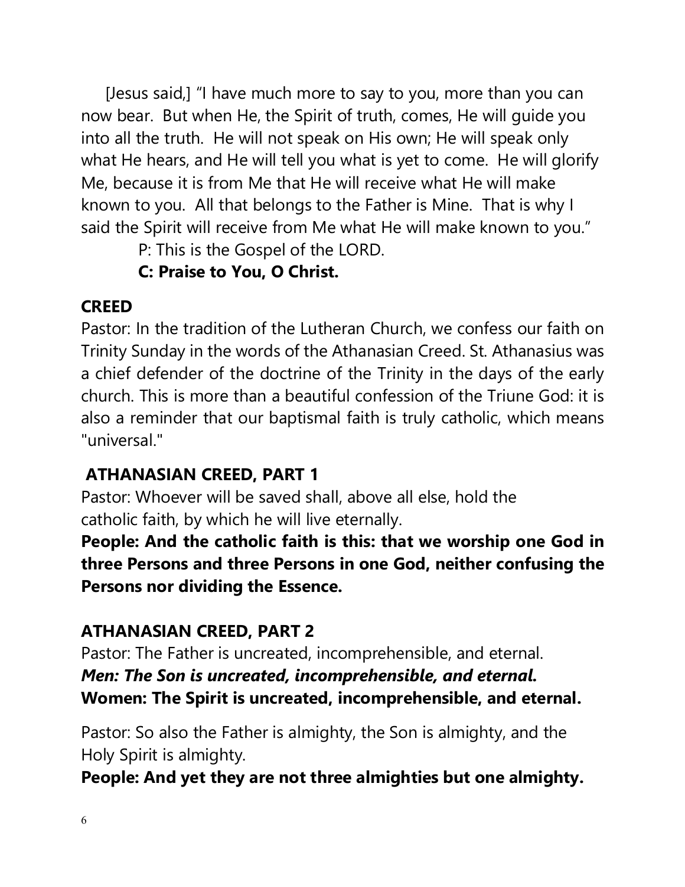[Jesus said,] "I have much more to say to you, more than you can now bear. But when He, the Spirit of truth, comes, He will guide you into all the truth. He will not speak on His own; He will speak only what He hears, and He will tell you what is yet to come. He will glorify Me, because it is from Me that He will receive what He will make known to you. All that belongs to the Father is Mine. That is why I said the Spirit will receive from Me what He will make known to you."

P: This is the Gospel of the LORD.

**C: Praise to You, O Christ.**

## CREED

Pastor: In the tradition of the Lutheran Church, we confess our faith on Trinity Sunday in the words of the Athanasian Creed. St. Athanasius was a chief defender of the doctrine of the Trinity in the days of the early church. This is more than a beautiful confession of the Triune God: it is also a reminder that our baptismal faith is truly catholic, which means "universal."

## ATHANASIAN CREED, PART 1

Pastor: Whoever will be saved shall, above all else, hold the catholic faith, by which he will live eternally.

**People: And the catholic faith is this: that we worship one God in three Persons and three Persons in one God, neither confusing the Persons nor dividing the Essence.**

## ATHANASIAN CREED, PART 2

Pastor: The Father is uncreated, incomprehensible, and eternal.

***Men: The Son is uncreated, incomprehensible, and eternal.***

**Women: The Spirit is uncreated, incomprehensible, and eternal.**

Pastor: So also the Father is almighty, the Son is almighty, and the Holy Spirit is almighty.

**People: And yet they are not three almighties but one almighty.**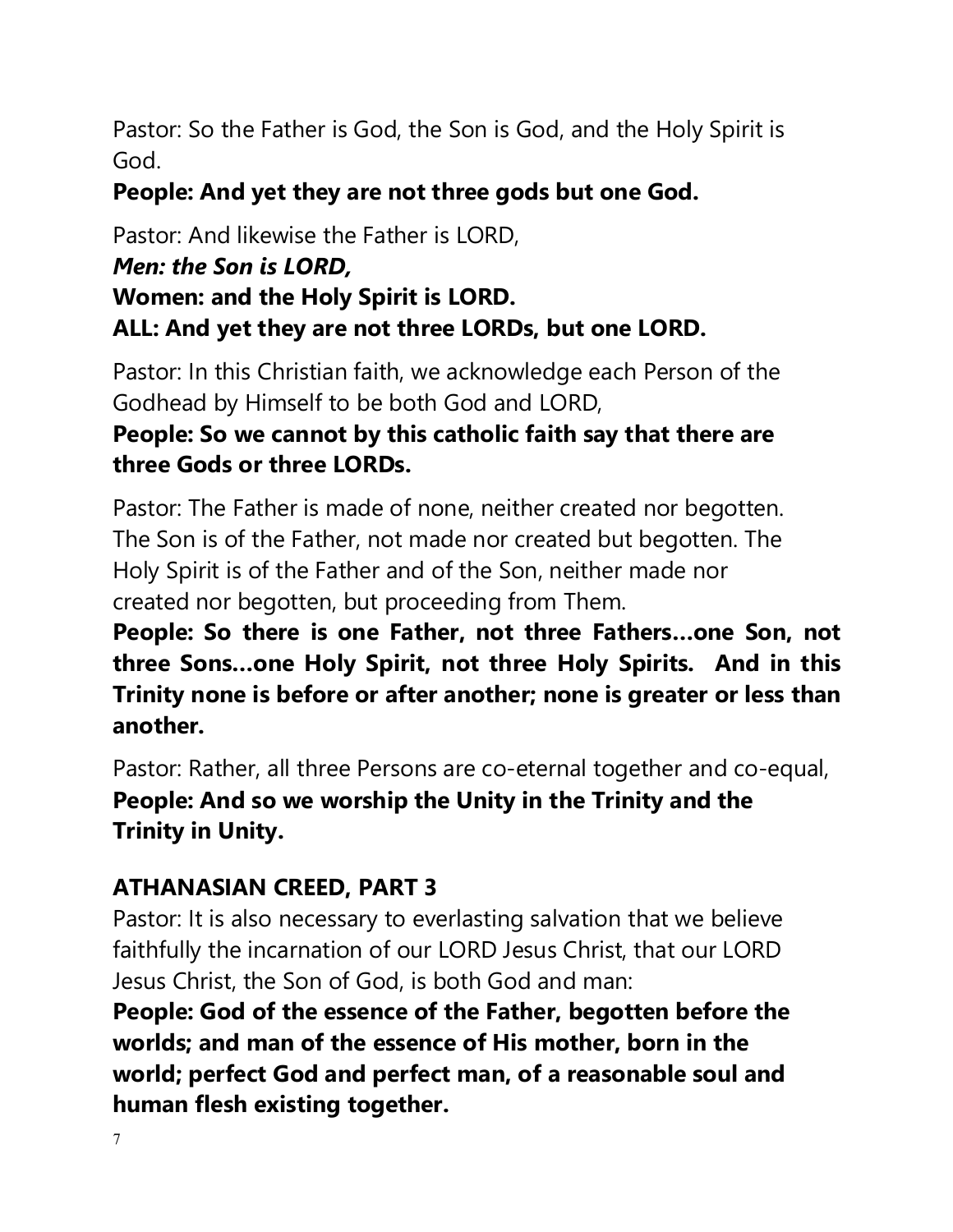Pastor: So the Father is God, the Son is God, and the Holy Spirit is God.

**People: And yet they are not three gods but one God.**

Pastor: And likewise the Father is LORD,

***Men: the Son is LORD,***

**Women: and the Holy Spirit is LORD.**

**ALL: And yet they are not three LORDs, but one LORD.**

Pastor: In this Christian faith, we acknowledge each Person of the Godhead by Himself to be both God and LORD,

**People: So we cannot by this catholic faith say that there are three Gods or three LORDs.**

Pastor: The Father is made of none, neither created nor begotten. The Son is of the Father, not made nor created but begotten. The Holy Spirit is of the Father and of the Son, neither made nor created nor begotten, but proceeding from Them.

**People: So there is one Father, not three Fathers…one Son, not three Sons…one Holy Spirit, not three Holy Spirits. And in this Trinity none is before or after another; none is greater or less than another.**

Pastor: Rather, all three Persons are co-eternal together and co-equal,

**People: And so we worship the Unity in the Trinity and the Trinity in Unity.**

## ATHANASIAN CREED, PART 3

Pastor: It is also necessary to everlasting salvation that we believe faithfully the incarnation of our LORD Jesus Christ, that our LORD Jesus Christ, the Son of God, is both God and man:

**People: God of the essence of the Father, begotten before the worlds; and man of the essence of His mother, born in the world; perfect God and perfect man, of a reasonable soul and human flesh existing together.**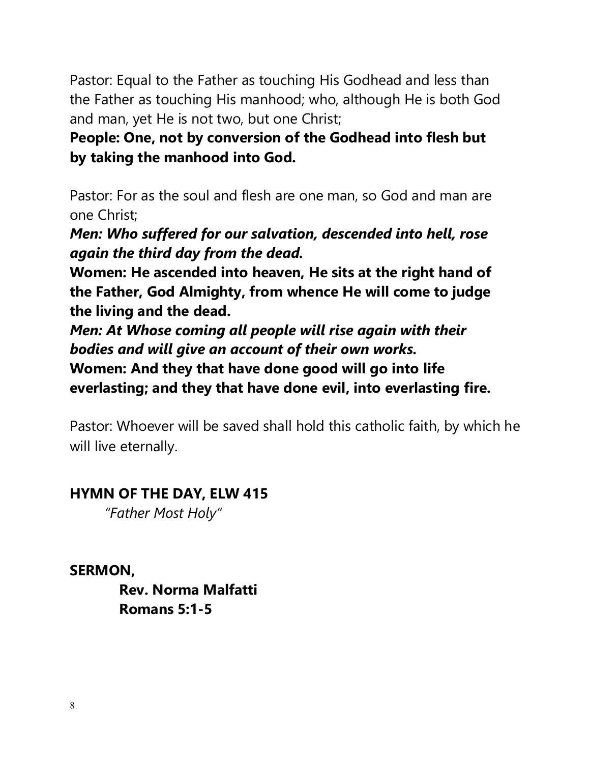Pastor: Equal to the Father as touching His Godhead and less than the Father as touching His manhood; who, although He is both God and man, yet He is not two, but one Christ;

**People: One, not by conversion of the Godhead into flesh but by taking the manhood into God.**

Pastor: For as the soul and flesh are one man, so God and man are one Christ;

***Men: Who suffered for our salvation, descended into hell, rose again the third day from the dead.***

**Women: He ascended into heaven, He sits at the right hand of the Father, God Almighty, from whence He will come to judge the living and the dead.**

***Men: At Whose coming all people will rise again with their bodies and will give an account of their own works.***

**Women: And they that have done good will go into life everlasting; and they that have done evil, into everlasting fire.**

Pastor: Whoever will be saved shall hold this catholic faith, by which he will live eternally.

**HYMN OF THE DAY, ELW 415**

*"Father Most Holy"*

**SERMON,**

**Rev. Norma Malfatti**

**Romans 5:1-5**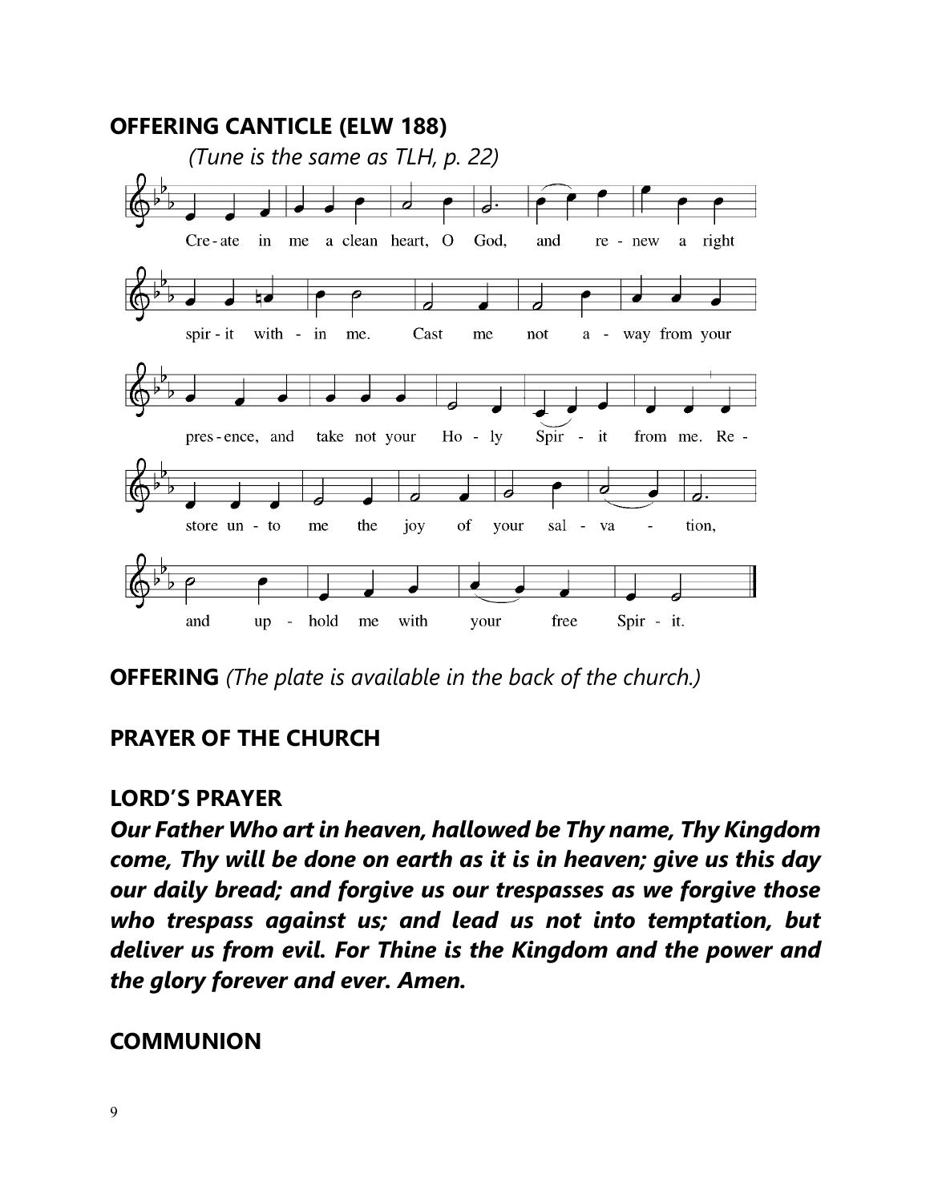**OFFERING CANTICLE (ELW 188)**

*(Tune is the same as TLH, p. 22)*

Cre - ate in me a clean heart, O God, and re - new a right

spir - it with - in me. Cast me not a - way from your

pres - ence, and take not your Ho - ly Spir - it from me. Re -

store un - to me the joy of your sal - va - tion,

and up - hold me with your free Spir - it.

**OFFERING** *(The plate is available in the back of the church.)*

**PRAYER OF THE CHURCH**

**LORD'S PRAYER**

***Our Father Who art in heaven, hallowed be Thy name, Thy Kingdom come, Thy will be done on earth as it is in heaven; give us this day our daily bread; and forgive us our trespasses as we forgive those who trespass against us; and lead us not into temptation, but deliver us from evil. For Thine is the Kingdom and the power and the glory forever and ever. Amen.***

**COMMUNION**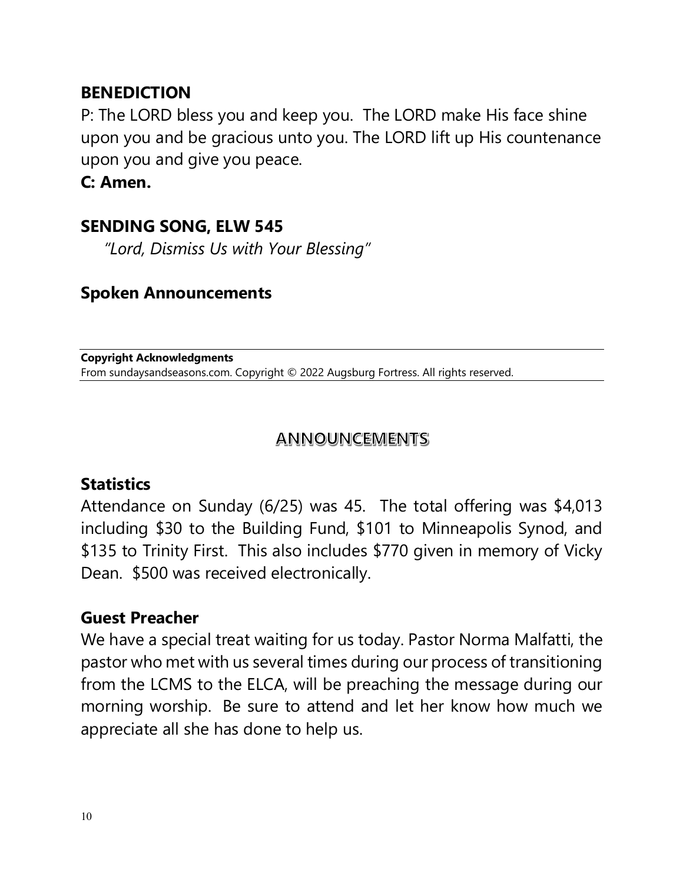## BENEDICTION

P: The LORD bless you and keep you. The LORD make His face shine upon you and be gracious unto you. The LORD lift up His countenance upon you and give you peace.

**C: Amen.**

## SENDING SONG, ELW 545

*"Lord, Dismiss Us with Your Blessing"*

## Spoken Announcements

---

**Copyright Acknowledgments**
From sundaysandseasons.com. Copyright © 2022 Augsburg Fortress. All rights reserved.

---

## ANNOUNCEMENTS

### Statistics

Attendance on Sunday (6/25) was 45. The total offering was $4,013 including $30 to the Building Fund, $101 to Minneapolis Synod, and $135 to Trinity First. This also includes $770 given in memory of Vicky Dean. $500 was received electronically.

### Guest Preacher

We have a special treat waiting for us today. Pastor Norma Malfatti, the pastor who met with us several times during our process of transitioning from the LCMS to the ELCA, will be preaching the message during our morning worship. Be sure to attend and let her know how much we appreciate all she has done to help us.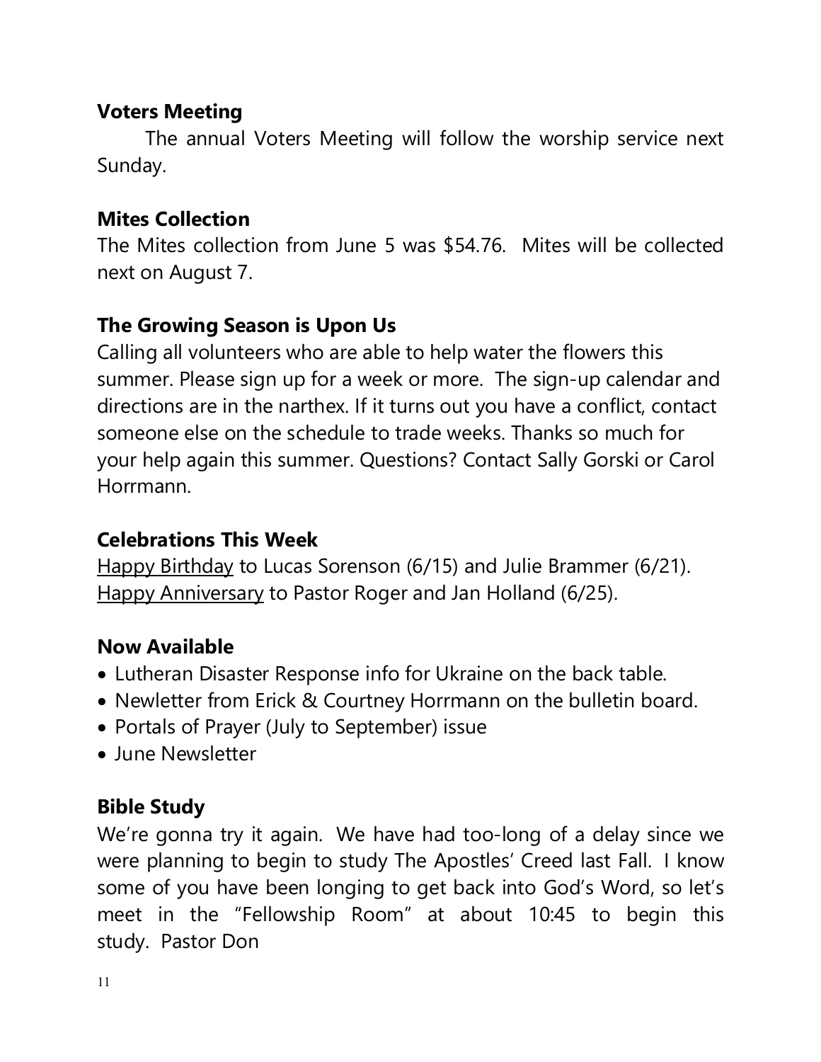**Voters Meeting**

The annual Voters Meeting will follow the worship service next Sunday.

**Mites Collection**

The Mites collection from June 5 was $54.76. Mites will be collected next on August 7.

**The Growing Season is Upon Us**

Calling all volunteers who are able to help water the flowers this summer. Please sign up for a week or more. The sign-up calendar and directions are in the narthex. If it turns out you have a conflict, contact someone else on the schedule to trade weeks. Thanks so much for your help again this summer. Questions? Contact Sally Gorski or Carol Horrmann.

**Celebrations This Week**

<u>Happy Birthday</u> to Lucas Sorenson (6/15) and Julie Brammer (6/21).
<u>Happy Anniversary</u> to Pastor Roger and Jan Holland (6/25).

**Now Available**

- Lutheran Disaster Response info for Ukraine on the back table.
- Newletter from Erick & Courtney Horrmann on the bulletin board.
- Portals of Prayer (July to September) issue
- June Newsletter

**Bible Study**

We're gonna try it again. We have had too-long of a delay since we were planning to begin to study The Apostles' Creed last Fall. I know some of you have been longing to get back into God's Word, so let's meet in the "Fellowship Room" at about 10:45 to begin this study. Pastor Don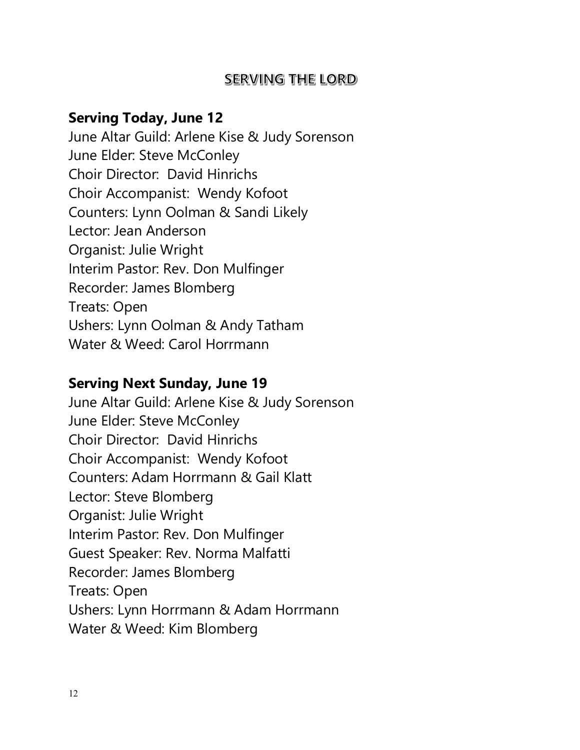## SERVING THE LORD

### Serving Today, June 12

June Altar Guild: Arlene Kise & Judy Sorenson
June Elder: Steve McConley
Choir Director: David Hinrichs
Choir Accompanist: Wendy Kofoot
Counters: Lynn Oolman & Sandi Likely
Lector: Jean Anderson
Organist: Julie Wright
Interim Pastor: Rev. Don Mulfinger
Recorder: James Blomberg
Treats: Open
Ushers: Lynn Oolman & Andy Tatham
Water & Weed: Carol Horrmann

### Serving Next Sunday, June 19

June Altar Guild: Arlene Kise & Judy Sorenson
June Elder: Steve McConley
Choir Director: David Hinrichs
Choir Accompanist: Wendy Kofoot
Counters: Adam Horrmann & Gail Klatt
Lector: Steve Blomberg
Organist: Julie Wright
Interim Pastor: Rev. Don Mulfinger
Guest Speaker: Rev. Norma Malfatti
Recorder: James Blomberg
Treats: Open
Ushers: Lynn Horrmann & Adam Horrmann
Water & Weed: Kim Blomberg